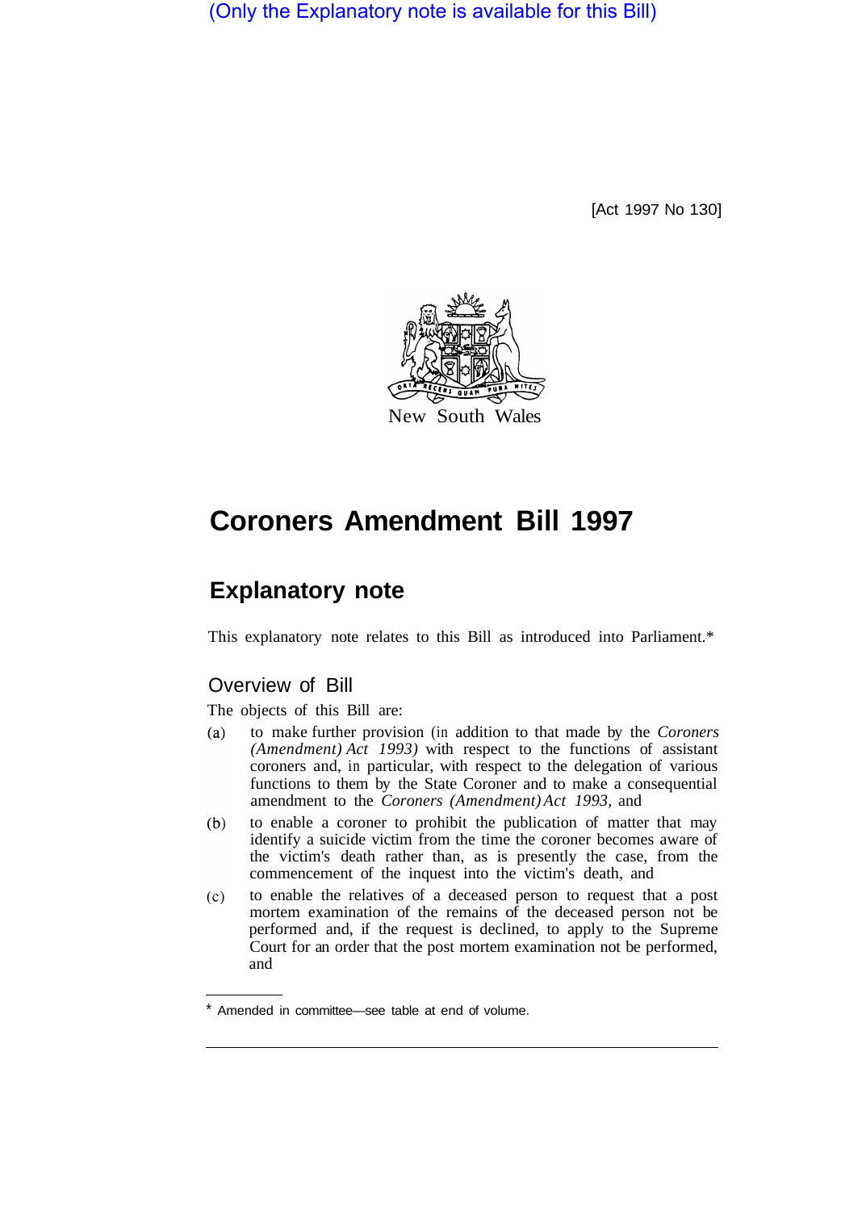(Only the Explanatory note is available for this Bill)

[Act 1997 No 130]

New South Wales

# Coroners Amendment Bill 1997

## Explanatory note

This explanatory note relates to this Bill as introduced into Parliament.*

### Overview of Bill

The objects of this Bill are:

(a) to make further provision (in addition to that made by the *Coroners (Amendment) Act 1993)* with respect to the functions of assistant coroners and, in particular, with respect to the delegation of various functions to them by the State Coroner and to make a consequential amendment to the *Coroners (Amendment) Act 1993,* and

(b) to enable a coroner to prohibit the publication of matter that may identify a suicide victim from the time the coroner becomes aware of the victim's death rather than, as is presently the case, from the commencement of the inquest into the victim's death, and

(c) to enable the relatives of a deceased person to request that a post mortem examination of the remains of the deceased person not be performed and, if the request is declined, to apply to the Supreme Court for an order that the post mortem examination not be performed, and

---

* Amended in committee—see table at end of volume.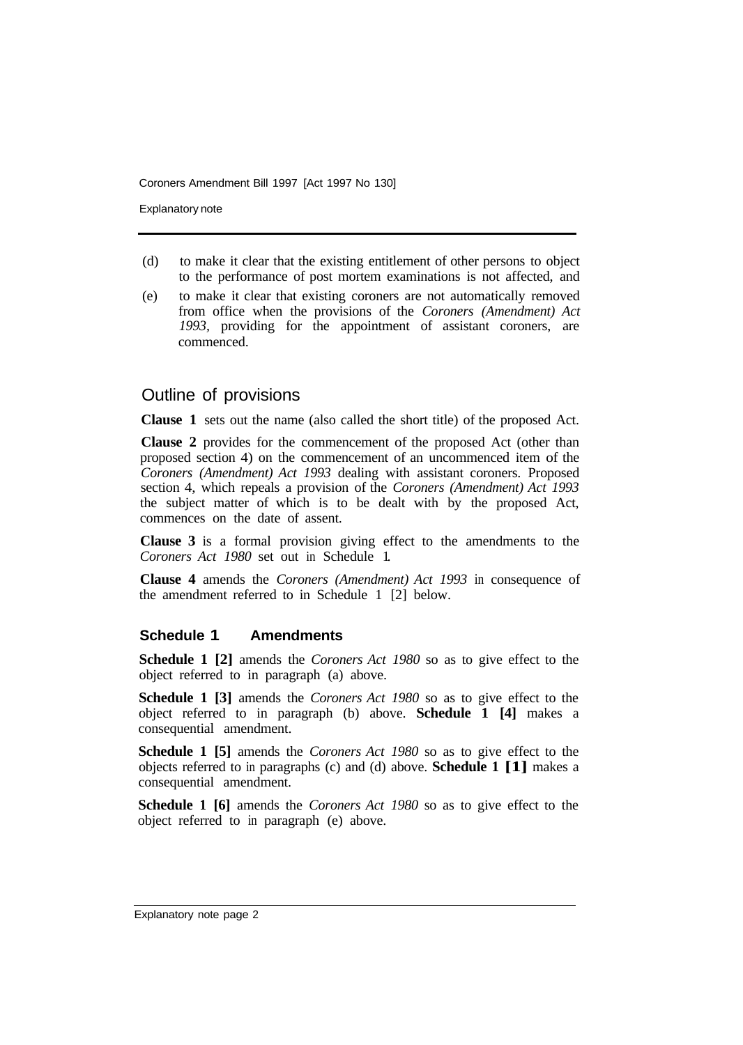(d) to make it clear that the existing entitlement of other persons to object to the performance of post mortem examinations is not affected, and

(e) to make it clear that existing coroners are not automatically removed from office when the provisions of the *Coroners (Amendment) Act 1993*, providing for the appointment of assistant coroners, are commenced.

## Outline of provisions

**Clause 1** sets out the name (also called the short title) of the proposed Act.

**Clause 2** provides for the commencement of the proposed Act (other than proposed section 4) on the commencement of an uncommenced item of the *Coroners (Amendment) Act 1993* dealing with assistant coroners. Proposed section 4, which repeals a provision of the *Coroners (Amendment) Act 1993* the subject matter of which is to be dealt with by the proposed Act, commences on the date of assent.

**Clause 3** is a formal provision giving effect to the amendments to the *Coroners Act 1980* set out in Schedule 1.

**Clause 4** amends the *Coroners (Amendment) Act 1993* in consequence of the amendment referred to in Schedule 1 [2] below.

### Schedule 1 Amendments

**Schedule 1 [2]** amends the *Coroners Act 1980* so as to give effect to the object referred to in paragraph (a) above.

**Schedule 1 [3]** amends the *Coroners Act 1980* so as to give effect to the object referred to in paragraph (b) above. **Schedule 1 [4]** makes a consequential amendment.

**Schedule 1 [5]** amends the *Coroners Act 1980* so as to give effect to the objects referred to in paragraphs (c) and (d) above. **Schedule 1 [1]** makes a consequential amendment.

**Schedule 1 [6]** amends the *Coroners Act 1980* so as to give effect to the object referred to in paragraph (e) above.